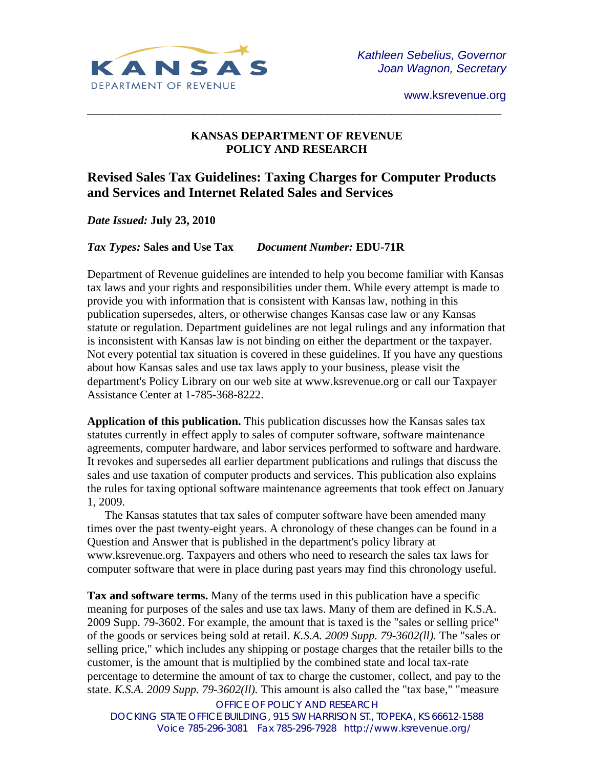KANSAS DEPARTMENT OF REVENUE

*Kathleen Sebelius, Governor*
*Joan Wagnon, Secretary*

www.ksrevenue.org

**KANSAS DEPARTMENT OF REVENUE**
**POLICY AND RESEARCH**

# Revised Sales Tax Guidelines: Taxing Charges for Computer Products and Services and Internet Related Sales and Services

***Date Issued:*** **July 23, 2010**

***Tax Types:*** **Sales and Use Tax** ***Document Number:*** **EDU-71R**

Department of Revenue guidelines are intended to help you become familiar with Kansas tax laws and your rights and responsibilities under them. While every attempt is made to provide you with information that is consistent with Kansas law, nothing in this publication supersedes, alters, or otherwise changes Kansas case law or any Kansas statute or regulation. Department guidelines are not legal rulings and any information that is inconsistent with Kansas law is not binding on either the department or the taxpayer. Not every potential tax situation is covered in these guidelines. If you have any questions about how Kansas sales and use tax laws apply to your business, please visit the department's Policy Library on our web site at www.ksrevenue.org or call our Taxpayer Assistance Center at 1-785-368-8222.

**Application of this publication.** This publication discusses how the Kansas sales tax statutes currently in effect apply to sales of computer software, software maintenance agreements, computer hardware, and labor services performed to software and hardware. It revokes and supersedes all earlier department publications and rulings that discuss the sales and use taxation of computer products and services. This publication also explains the rules for taxing optional software maintenance agreements that took effect on January 1, 2009.

The Kansas statutes that tax sales of computer software have been amended many times over the past twenty-eight years. A chronology of these changes can be found in a Question and Answer that is published in the department's policy library at www.ksrevenue.org. Taxpayers and others who need to research the sales tax laws for computer software that were in place during past years may find this chronology useful.

**Tax and software terms.** Many of the terms used in this publication have a specific meaning for purposes of the sales and use tax laws. Many of them are defined in K.S.A. 2009 Supp. 79-3602. For example, the amount that is taxed is the "sales or selling price" of the goods or services being sold at retail. *K.S.A. 2009 Supp. 79-3602(ll).* The "sales or selling price," which includes any shipping or postage charges that the retailer bills to the customer, is the amount that is multiplied by the combined state and local tax-rate percentage to determine the amount of tax to charge the customer, collect, and pay to the state. *K.S.A. 2009 Supp. 79-3602(ll).* This amount is also called the "tax base," "measure

OFFICE OF POLICY AND RESEARCH
DOCKING STATE OFFICE BUILDING, 915 SW HARRISON ST., TOPEKA, KS 66612-1588
Voice 785-296-3081 Fax 785-296-7928 http://www.ksrevenue.org/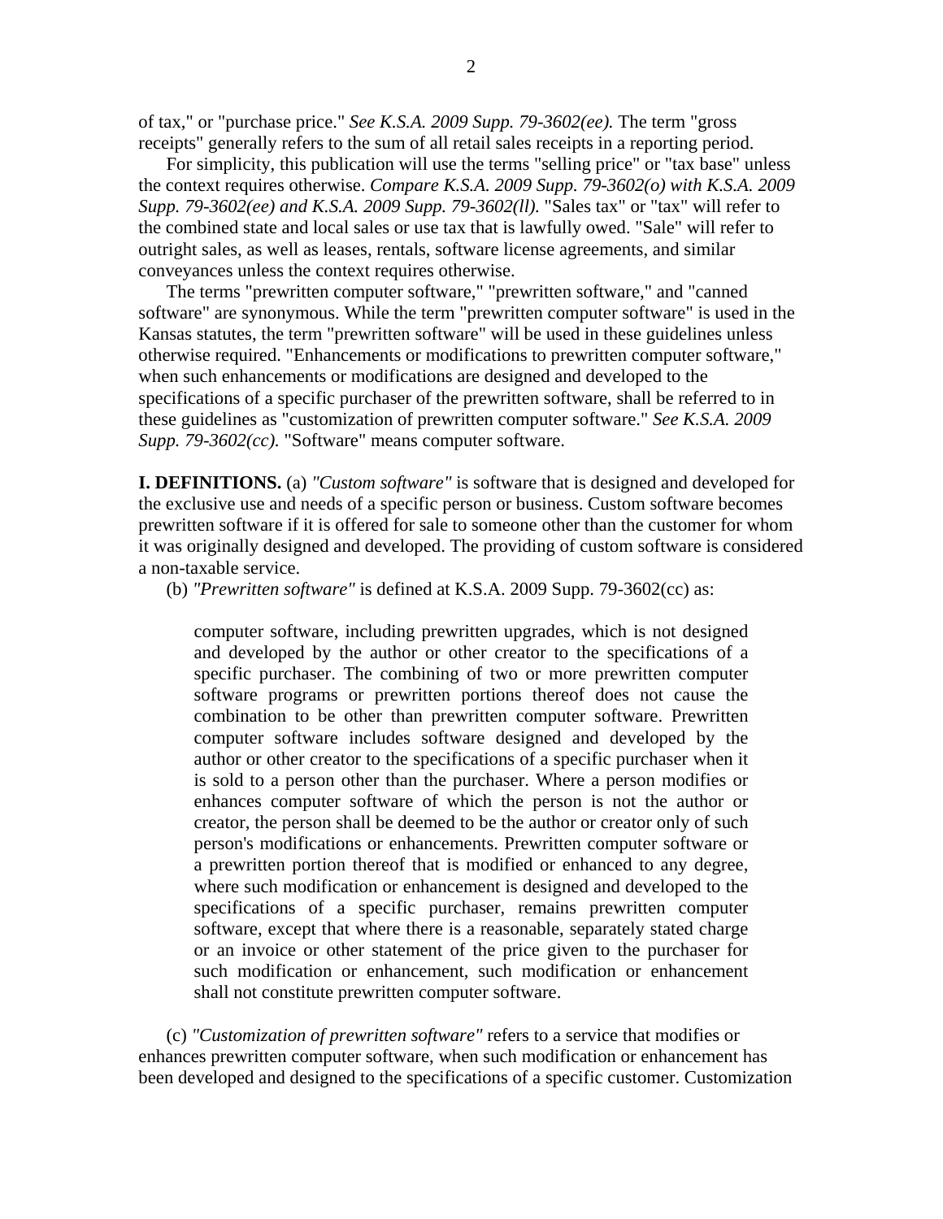of tax," or "purchase price." *See K.S.A. 2009 Supp. 79-3602(ee).* The term "gross receipts" generally refers to the sum of all retail sales receipts in a reporting period.

For simplicity, this publication will use the terms "selling price" or "tax base" unless the context requires otherwise. *Compare K.S.A. 2009 Supp. 79-3602(o) with K.S.A. 2009 Supp. 79-3602(ee) and K.S.A. 2009 Supp. 79-3602(ll).* "Sales tax" or "tax" will refer to the combined state and local sales or use tax that is lawfully owed. "Sale" will refer to outright sales, as well as leases, rentals, software license agreements, and similar conveyances unless the context requires otherwise.

The terms "prewritten computer software," "prewritten software," and "canned software" are synonymous. While the term "prewritten computer software" is used in the Kansas statutes, the term "prewritten software" will be used in these guidelines unless otherwise required. "Enhancements or modifications to prewritten computer software," when such enhancements or modifications are designed and developed to the specifications of a specific purchaser of the prewritten software, shall be referred to in these guidelines as "customization of prewritten computer software." *See K.S.A. 2009 Supp. 79-3602(cc).* "Software" means computer software.

**I. DEFINITIONS.** (a) *"Custom software"* is software that is designed and developed for the exclusive use and needs of a specific person or business. Custom software becomes prewritten software if it is offered for sale to someone other than the customer for whom it was originally designed and developed. The providing of custom software is considered a non-taxable service.

(b) *"Prewritten software"* is defined at K.S.A. 2009 Supp. 79-3602(cc) as:

> computer software, including prewritten upgrades, which is not designed and developed by the author or other creator to the specifications of a specific purchaser. The combining of two or more prewritten computer software programs or prewritten portions thereof does not cause the combination to be other than prewritten computer software. Prewritten computer software includes software designed and developed by the author or other creator to the specifications of a specific purchaser when it is sold to a person other than the purchaser. Where a person modifies or enhances computer software of which the person is not the author or creator, the person shall be deemed to be the author or creator only of such person's modifications or enhancements. Prewritten computer software or a prewritten portion thereof that is modified or enhanced to any degree, where such modification or enhancement is designed and developed to the specifications of a specific purchaser, remains prewritten computer software, except that where there is a reasonable, separately stated charge or an invoice or other statement of the price given to the purchaser for such modification or enhancement, such modification or enhancement shall not constitute prewritten computer software.

(c) *"Customization of prewritten software"* refers to a service that modifies or enhances prewritten computer software, when such modification or enhancement has been developed and designed to the specifications of a specific customer. Customization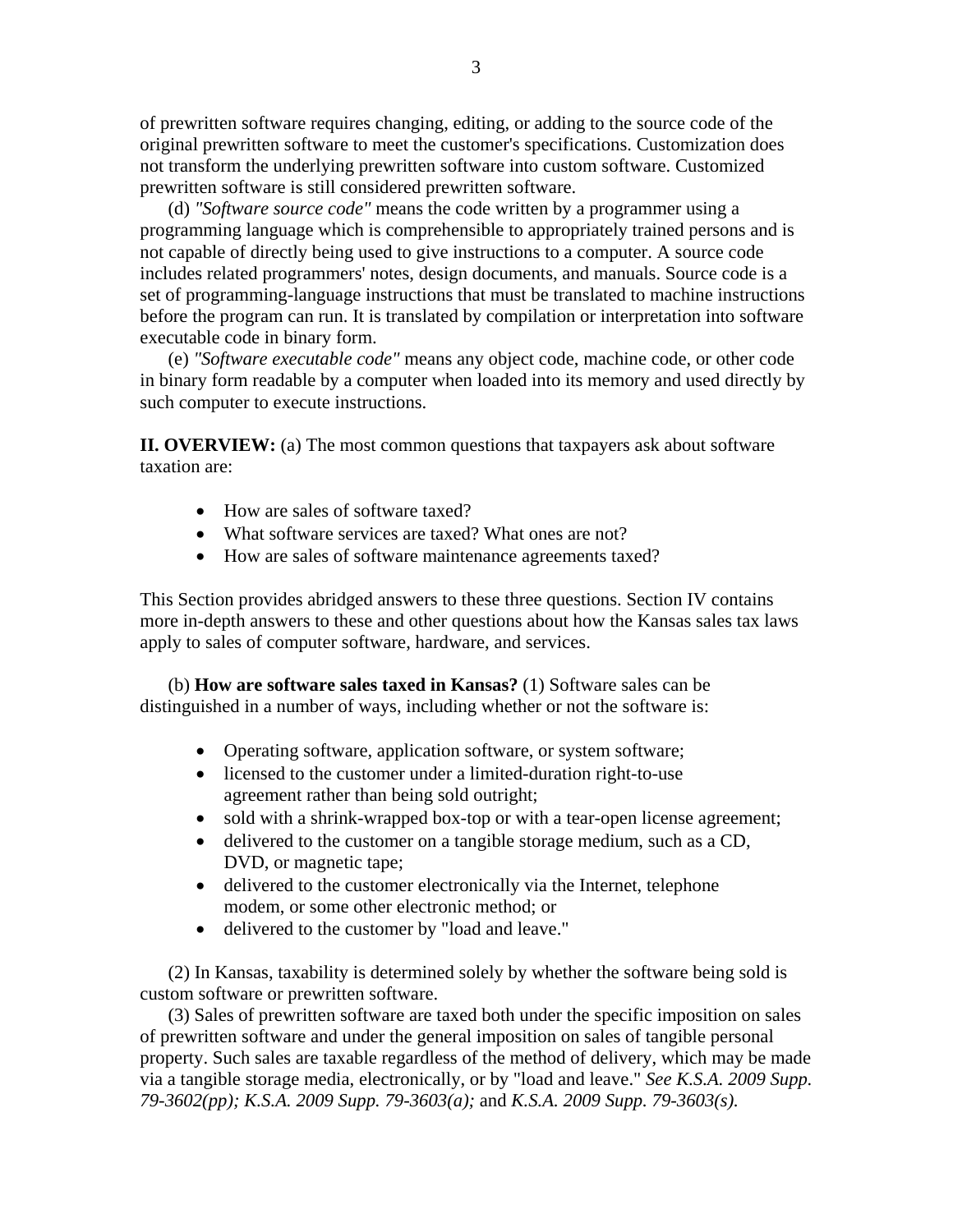of prewritten software requires changing, editing, or adding to the source code of the original prewritten software to meet the customer's specifications. Customization does not transform the underlying prewritten software into custom software. Customized prewritten software is still considered prewritten software.

(d) *"Software source code"* means the code written by a programmer using a programming language which is comprehensible to appropriately trained persons and is not capable of directly being used to give instructions to a computer. A source code includes related programmers' notes, design documents, and manuals. Source code is a set of programming-language instructions that must be translated to machine instructions before the program can run. It is translated by compilation or interpretation into software executable code in binary form.

(e) *"Software executable code"* means any object code, machine code, or other code in binary form readable by a computer when loaded into its memory and used directly by such computer to execute instructions.

**II. OVERVIEW:** (a) The most common questions that taxpayers ask about software taxation are:

- How are sales of software taxed?
- What software services are taxed? What ones are not?
- How are sales of software maintenance agreements taxed?

This Section provides abridged answers to these three questions. Section IV contains more in-depth answers to these and other questions about how the Kansas sales tax laws apply to sales of computer software, hardware, and services.

(b) **How are software sales taxed in Kansas?** (1) Software sales can be distinguished in a number of ways, including whether or not the software is:

- Operating software, application software, or system software;
- licensed to the customer under a limited-duration right-to-use agreement rather than being sold outright;
- sold with a shrink-wrapped box-top or with a tear-open license agreement;
- delivered to the customer on a tangible storage medium, such as a CD, DVD, or magnetic tape;
- delivered to the customer electronically via the Internet, telephone modem, or some other electronic method; or
- delivered to the customer by "load and leave."

(2) In Kansas, taxability is determined solely by whether the software being sold is custom software or prewritten software.

(3) Sales of prewritten software are taxed both under the specific imposition on sales of prewritten software and under the general imposition on sales of tangible personal property. Such sales are taxable regardless of the method of delivery, which may be made via a tangible storage media, electronically, or by "load and leave." *See K.S.A. 2009 Supp. 79-3602(pp); K.S.A. 2009 Supp. 79-3603(a);* and *K.S.A. 2009 Supp. 79-3603(s).*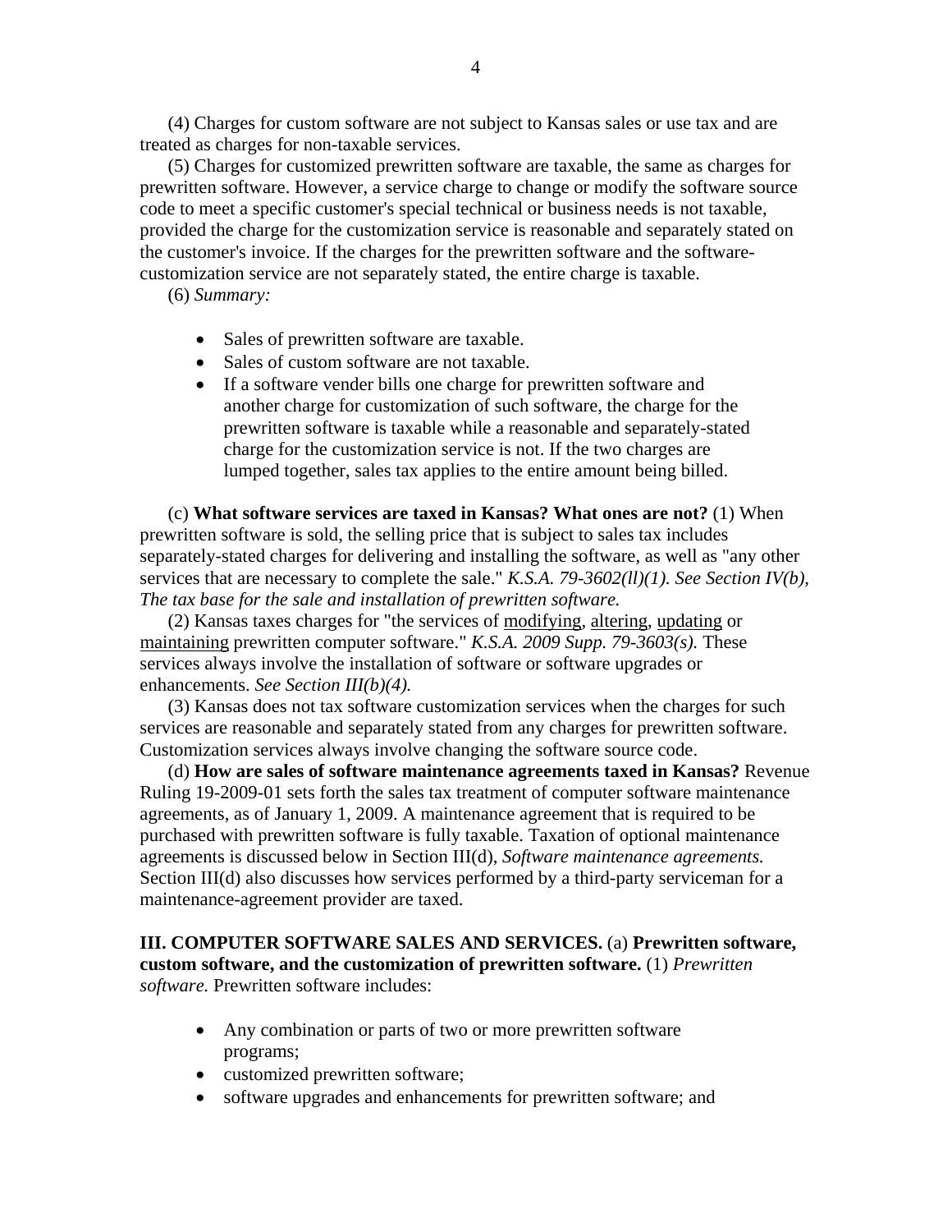(4) Charges for custom software are not subject to Kansas sales or use tax and are treated as charges for non-taxable services.

(5) Charges for customized prewritten software are taxable, the same as charges for prewritten software. However, a service charge to change or modify the software source code to meet a specific customer's special technical or business needs is not taxable, provided the charge for the customization service is reasonable and separately stated on the customer's invoice. If the charges for the prewritten software and the software-customization service are not separately stated, the entire charge is taxable.

(6) *Summary:*

- Sales of prewritten software are taxable.
- Sales of custom software are not taxable.
- If a software vender bills one charge for prewritten software and another charge for customization of such software, the charge for the prewritten software is taxable while a reasonable and separately-stated charge for the customization service is not. If the two charges are lumped together, sales tax applies to the entire amount being billed.

(c) **What software services are taxed in Kansas? What ones are not?** (1) When prewritten software is sold, the selling price that is subject to sales tax includes separately-stated charges for delivering and installing the software, as well as "any other services that are necessary to complete the sale." *K.S.A. 79-3602(ll)(1). See Section IV(b), The tax base for the sale and installation of prewritten software.*

(2) Kansas taxes charges for "the services of <u>modifying</u>, <u>altering</u>, <u>updating</u> or <u>maintaining</u> prewritten computer software." *K.S.A. 2009 Supp. 79-3603(s).* These services always involve the installation of software or software upgrades or enhancements. *See Section III(b)(4).*

(3) Kansas does not tax software customization services when the charges for such services are reasonable and separately stated from any charges for prewritten software. Customization services always involve changing the software source code.

(d) **How are sales of software maintenance agreements taxed in Kansas?** Revenue Ruling 19-2009-01 sets forth the sales tax treatment of computer software maintenance agreements, as of January 1, 2009. A maintenance agreement that is required to be purchased with prewritten software is fully taxable. Taxation of optional maintenance agreements is discussed below in Section III(d), *Software maintenance agreements.* Section III(d) also discusses how services performed by a third-party serviceman for a maintenance-agreement provider are taxed.

**III. COMPUTER SOFTWARE SALES AND SERVICES.** (a) **Prewritten software, custom software, and the customization of prewritten software.** (1) *Prewritten software.* Prewritten software includes:

- Any combination or parts of two or more prewritten software programs;
- customized prewritten software;
- software upgrades and enhancements for prewritten software; and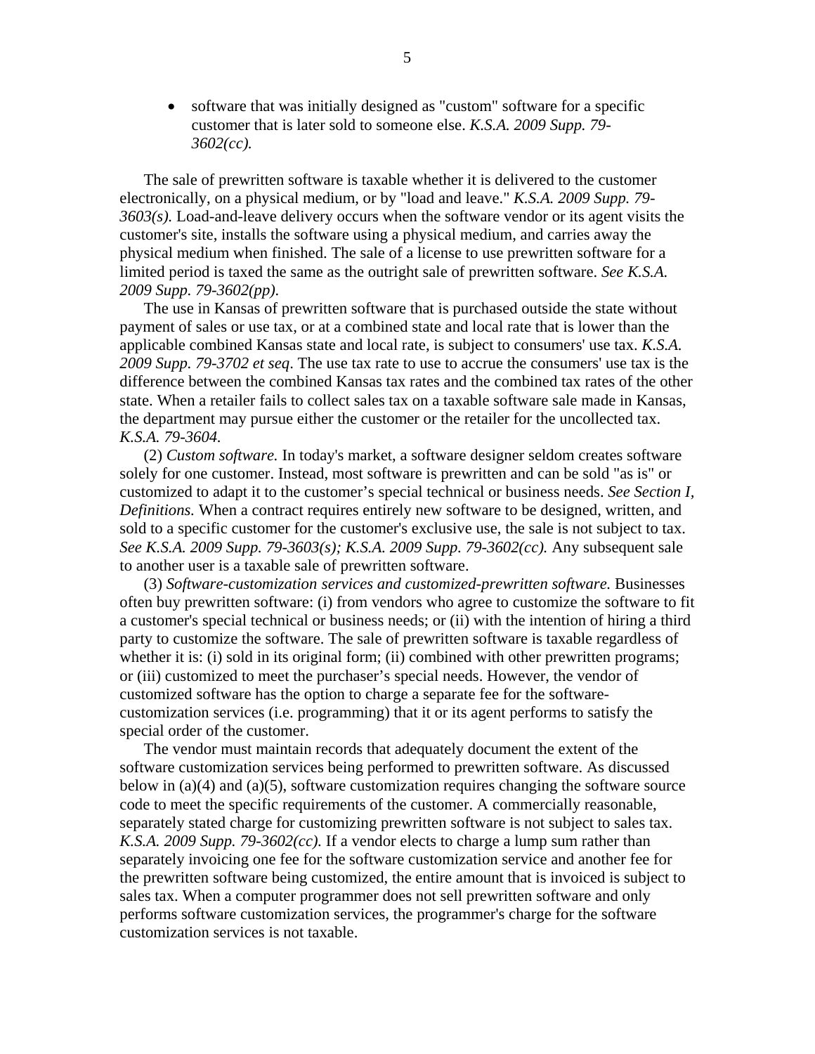- software that was initially designed as "custom" software for a specific customer that is later sold to someone else. *K.S.A. 2009 Supp. 79-3602(cc).*

The sale of prewritten software is taxable whether it is delivered to the customer electronically, on a physical medium, or by "load and leave." *K.S.A. 2009 Supp. 79-3603(s).* Load-and-leave delivery occurs when the software vendor or its agent visits the customer's site, installs the software using a physical medium, and carries away the physical medium when finished. The sale of a license to use prewritten software for a limited period is taxed the same as the outright sale of prewritten software. *See K.S.A. 2009 Supp. 79-3602(pp).*

The use in Kansas of prewritten software that is purchased outside the state without payment of sales or use tax, or at a combined state and local rate that is lower than the applicable combined Kansas state and local rate, is subject to consumers' use tax. *K.S.A. 2009 Supp. 79-3702 et seq*. The use tax rate to use to accrue the consumers' use tax is the difference between the combined Kansas tax rates and the combined tax rates of the other state. When a retailer fails to collect sales tax on a taxable software sale made in Kansas, the department may pursue either the customer or the retailer for the uncollected tax. *K.S.A. 79-3604.*

(2) *Custom software.* In today's market, a software designer seldom creates software solely for one customer. Instead, most software is prewritten and can be sold "as is" or customized to adapt it to the customer's special technical or business needs. *See Section I, Definitions.* When a contract requires entirely new software to be designed, written, and sold to a specific customer for the customer's exclusive use, the sale is not subject to tax. *See K.S.A. 2009 Supp. 79-3603(s); K.S.A. 2009 Supp. 79-3602(cc).* Any subsequent sale to another user is a taxable sale of prewritten software.

(3) *Software-customization services and customized-prewritten software.* Businesses often buy prewritten software: (i) from vendors who agree to customize the software to fit a customer's special technical or business needs; or (ii) with the intention of hiring a third party to customize the software. The sale of prewritten software is taxable regardless of whether it is: (i) sold in its original form; (ii) combined with other prewritten programs; or (iii) customized to meet the purchaser's special needs. However, the vendor of customized software has the option to charge a separate fee for the software-customization services (i.e. programming) that it or its agent performs to satisfy the special order of the customer.

The vendor must maintain records that adequately document the extent of the software customization services being performed to prewritten software. As discussed below in (a)(4) and (a)(5), software customization requires changing the software source code to meet the specific requirements of the customer. A commercially reasonable, separately stated charge for customizing prewritten software is not subject to sales tax. *K.S.A. 2009 Supp. 79-3602(cc).* If a vendor elects to charge a lump sum rather than separately invoicing one fee for the software customization service and another fee for the prewritten software being customized, the entire amount that is invoiced is subject to sales tax. When a computer programmer does not sell prewritten software and only performs software customization services, the programmer's charge for the software customization services is not taxable.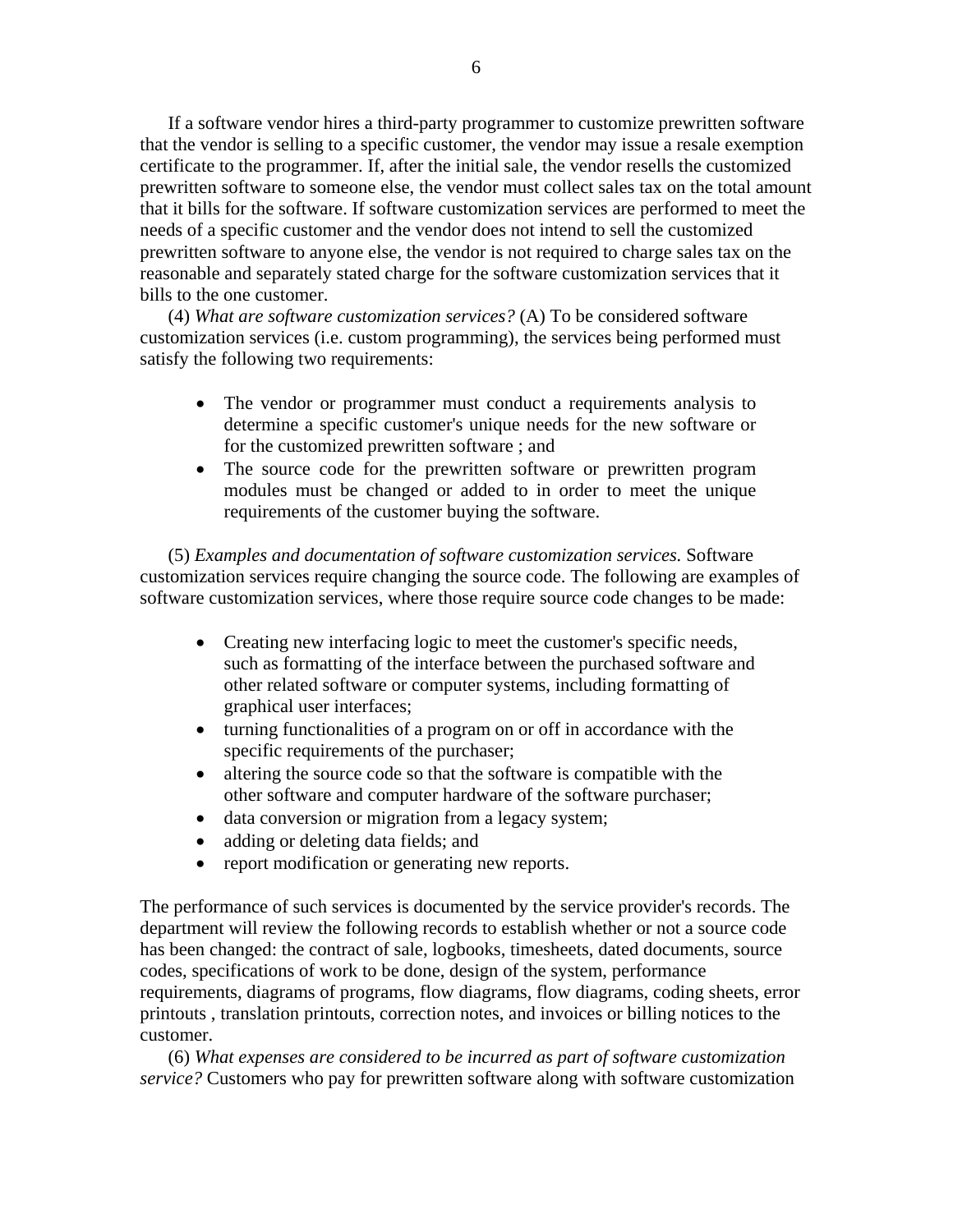If a software vendor hires a third-party programmer to customize prewritten software that the vendor is selling to a specific customer, the vendor may issue a resale exemption certificate to the programmer. If, after the initial sale, the vendor resells the customized prewritten software to someone else, the vendor must collect sales tax on the total amount that it bills for the software. If software customization services are performed to meet the needs of a specific customer and the vendor does not intend to sell the customized prewritten software to anyone else, the vendor is not required to charge sales tax on the reasonable and separately stated charge for the software customization services that it bills to the one customer.

(4) *What are software customization services?* (A) To be considered software customization services (i.e. custom programming), the services being performed must satisfy the following two requirements:

- The vendor or programmer must conduct a requirements analysis to determine a specific customer's unique needs for the new software or for the customized prewritten software ; and
- The source code for the prewritten software or prewritten program modules must be changed or added to in order to meet the unique requirements of the customer buying the software.

(5) *Examples and documentation of software customization services.* Software customization services require changing the source code. The following are examples of software customization services, where those require source code changes to be made:

- Creating new interfacing logic to meet the customer's specific needs, such as formatting of the interface between the purchased software and other related software or computer systems, including formatting of graphical user interfaces;
- turning functionalities of a program on or off in accordance with the specific requirements of the purchaser;
- altering the source code so that the software is compatible with the other software and computer hardware of the software purchaser;
- data conversion or migration from a legacy system;
- adding or deleting data fields; and
- report modification or generating new reports.

The performance of such services is documented by the service provider's records. The department will review the following records to establish whether or not a source code has been changed: the contract of sale, logbooks, timesheets, dated documents, source codes, specifications of work to be done, design of the system, performance requirements, diagrams of programs, flow diagrams, flow diagrams, coding sheets, error printouts , translation printouts, correction notes, and invoices or billing notices to the customer.

(6) *What expenses are considered to be incurred as part of software customization service?* Customers who pay for prewritten software along with software customization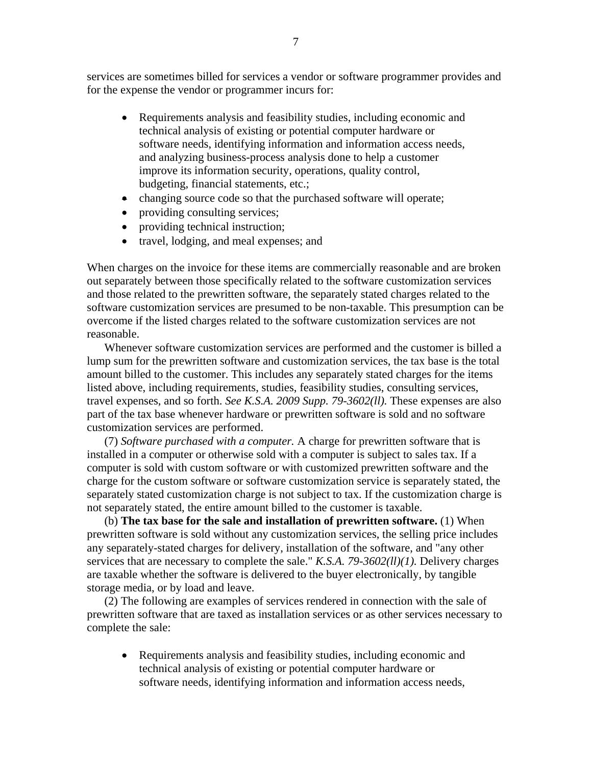services are sometimes billed for services a vendor or software programmer provides and for the expense the vendor or programmer incurs for:

- Requirements analysis and feasibility studies, including economic and technical analysis of existing or potential computer hardware or software needs, identifying information and information access needs, and analyzing business-process analysis done to help a customer improve its information security, operations, quality control, budgeting, financial statements, etc.;
- changing source code so that the purchased software will operate;
- providing consulting services;
- providing technical instruction;
- travel, lodging, and meal expenses; and

When charges on the invoice for these items are commercially reasonable and are broken out separately between those specifically related to the software customization services and those related to the prewritten software, the separately stated charges related to the software customization services are presumed to be non-taxable. This presumption can be overcome if the listed charges related to the software customization services are not reasonable.

Whenever software customization services are performed and the customer is billed a lump sum for the prewritten software and customization services, the tax base is the total amount billed to the customer. This includes any separately stated charges for the items listed above, including requirements, studies, feasibility studies, consulting services, travel expenses, and so forth. *See K.S.A. 2009 Supp. 79-3602(ll).* These expenses are also part of the tax base whenever hardware or prewritten software is sold and no software customization services are performed.

(7) *Software purchased with a computer.* A charge for prewritten software that is installed in a computer or otherwise sold with a computer is subject to sales tax. If a computer is sold with custom software or with customized prewritten software and the charge for the custom software or software customization service is separately stated, the separately stated customization charge is not subject to tax. If the customization charge is not separately stated, the entire amount billed to the customer is taxable.

(b) **The tax base for the sale and installation of prewritten software.** (1) When prewritten software is sold without any customization services, the selling price includes any separately-stated charges for delivery, installation of the software, and "any other services that are necessary to complete the sale." *K.S.A. 79-3602(ll)(1).* Delivery charges are taxable whether the software is delivered to the buyer electronically, by tangible storage media, or by load and leave.

(2) The following are examples of services rendered in connection with the sale of prewritten software that are taxed as installation services or as other services necessary to complete the sale:

- Requirements analysis and feasibility studies, including economic and technical analysis of existing or potential computer hardware or software needs, identifying information and information access needs,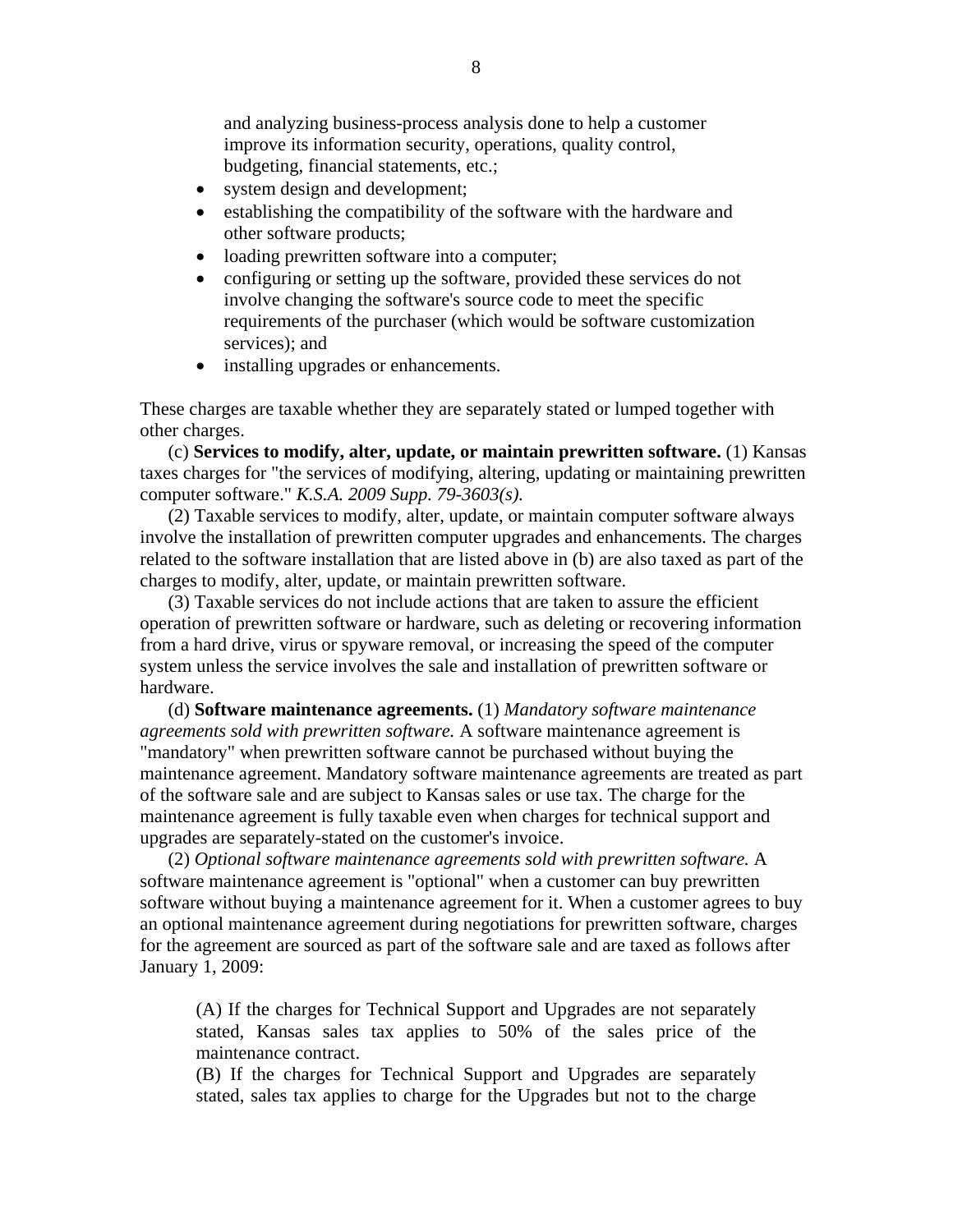and analyzing business-process analysis done to help a customer improve its information security, operations, quality control, budgeting, financial statements, etc.;

- system design and development;
- establishing the compatibility of the software with the hardware and other software products;
- loading prewritten software into a computer;
- configuring or setting up the software, provided these services do not involve changing the software's source code to meet the specific requirements of the purchaser (which would be software customization services); and
- installing upgrades or enhancements.

These charges are taxable whether they are separately stated or lumped together with other charges.

(c) **Services to modify, alter, update, or maintain prewritten software.** (1) Kansas taxes charges for "the services of modifying, altering, updating or maintaining prewritten computer software." *K.S.A. 2009 Supp. 79-3603(s).*

(2) Taxable services to modify, alter, update, or maintain computer software always involve the installation of prewritten computer upgrades and enhancements. The charges related to the software installation that are listed above in (b) are also taxed as part of the charges to modify, alter, update, or maintain prewritten software.

(3) Taxable services do not include actions that are taken to assure the efficient operation of prewritten software or hardware, such as deleting or recovering information from a hard drive, virus or spyware removal, or increasing the speed of the computer system unless the service involves the sale and installation of prewritten software or hardware.

(d) **Software maintenance agreements.** (1) *Mandatory software maintenance agreements sold with prewritten software.* A software maintenance agreement is "mandatory" when prewritten software cannot be purchased without buying the maintenance agreement. Mandatory software maintenance agreements are treated as part of the software sale and are subject to Kansas sales or use tax. The charge for the maintenance agreement is fully taxable even when charges for technical support and upgrades are separately-stated on the customer's invoice.

(2) *Optional software maintenance agreements sold with prewritten software.* A software maintenance agreement is "optional" when a customer can buy prewritten software without buying a maintenance agreement for it. When a customer agrees to buy an optional maintenance agreement during negotiations for prewritten software, charges for the agreement are sourced as part of the software sale and are taxed as follows after January 1, 2009:

> (A) If the charges for Technical Support and Upgrades are not separately stated, Kansas sales tax applies to 50% of the sales price of the maintenance contract.
>
> (B) If the charges for Technical Support and Upgrades are separately stated, sales tax applies to charge for the Upgrades but not to the charge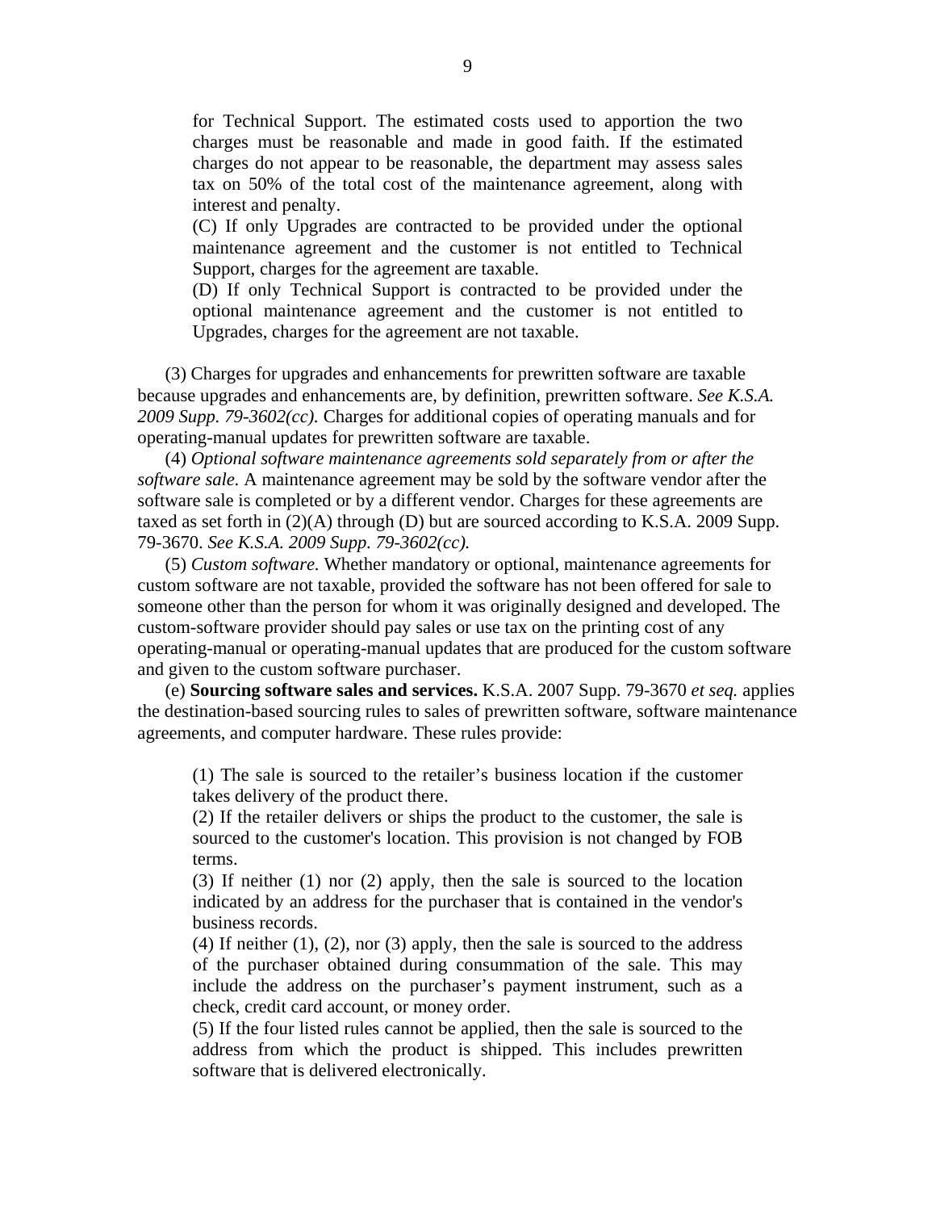for Technical Support. The estimated costs used to apportion the two charges must be reasonable and made in good faith. If the estimated charges do not appear to be reasonable, the department may assess sales tax on 50% of the total cost of the maintenance agreement, along with interest and penalty.

(C) If only Upgrades are contracted to be provided under the optional maintenance agreement and the customer is not entitled to Technical Support, charges for the agreement are taxable.

(D) If only Technical Support is contracted to be provided under the optional maintenance agreement and the customer is not entitled to Upgrades, charges for the agreement are not taxable.

(3) Charges for upgrades and enhancements for prewritten software are taxable because upgrades and enhancements are, by definition, prewritten software. *See K.S.A. 2009 Supp. 79-3602(cc).* Charges for additional copies of operating manuals and for operating-manual updates for prewritten software are taxable.

(4) *Optional software maintenance agreements sold separately from or after the software sale.* A maintenance agreement may be sold by the software vendor after the software sale is completed or by a different vendor. Charges for these agreements are taxed as set forth in (2)(A) through (D) but are sourced according to K.S.A. 2009 Supp. 79-3670. *See K.S.A. 2009 Supp. 79-3602(cc).*

(5) *Custom software.* Whether mandatory or optional, maintenance agreements for custom software are not taxable, provided the software has not been offered for sale to someone other than the person for whom it was originally designed and developed. The custom-software provider should pay sales or use tax on the printing cost of any operating-manual or operating-manual updates that are produced for the custom software and given to the custom software purchaser.

(e) **Sourcing software sales and services.** K.S.A. 2007 Supp. 79-3670 *et seq.* applies the destination-based sourcing rules to sales of prewritten software, software maintenance agreements, and computer hardware. These rules provide:

(1) The sale is sourced to the retailer's business location if the customer takes delivery of the product there.

(2) If the retailer delivers or ships the product to the customer, the sale is sourced to the customer's location. This provision is not changed by FOB terms.

(3) If neither (1) nor (2) apply, then the sale is sourced to the location indicated by an address for the purchaser that is contained in the vendor's business records.

(4) If neither (1), (2), nor (3) apply, then the sale is sourced to the address of the purchaser obtained during consummation of the sale. This may include the address on the purchaser's payment instrument, such as a check, credit card account, or money order.

(5) If the four listed rules cannot be applied, then the sale is sourced to the address from which the product is shipped. This includes prewritten software that is delivered electronically.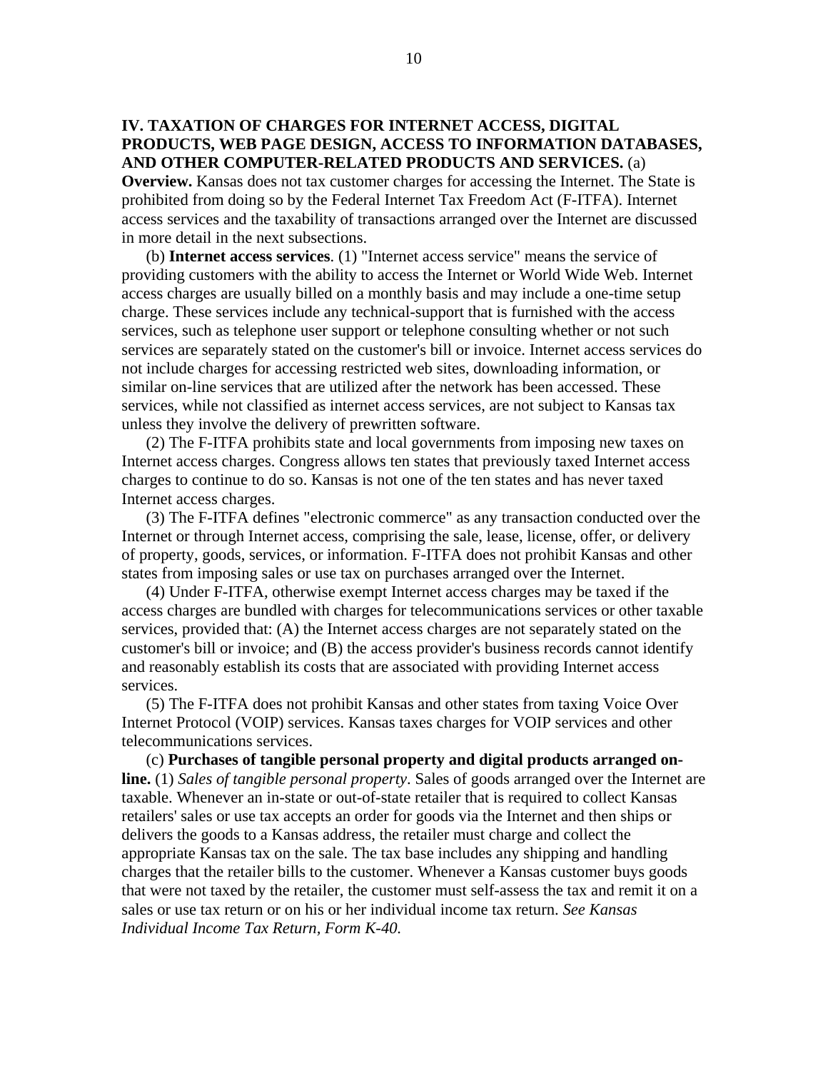**IV. TAXATION OF CHARGES FOR INTERNET ACCESS, DIGITAL PRODUCTS, WEB PAGE DESIGN, ACCESS TO INFORMATION DATABASES, AND OTHER COMPUTER-RELATED PRODUCTS AND SERVICES.** (a) **Overview.** Kansas does not tax customer charges for accessing the Internet. The State is prohibited from doing so by the Federal Internet Tax Freedom Act (F-ITFA). Internet access services and the taxability of transactions arranged over the Internet are discussed in more detail in the next subsections.

(b) **Internet access services**. (1) "Internet access service" means the service of providing customers with the ability to access the Internet or World Wide Web. Internet access charges are usually billed on a monthly basis and may include a one-time setup charge. These services include any technical-support that is furnished with the access services, such as telephone user support or telephone consulting whether or not such services are separately stated on the customer's bill or invoice. Internet access services do not include charges for accessing restricted web sites, downloading information, or similar on-line services that are utilized after the network has been accessed. These services, while not classified as internet access services, are not subject to Kansas tax unless they involve the delivery of prewritten software.

(2) The F-ITFA prohibits state and local governments from imposing new taxes on Internet access charges. Congress allows ten states that previously taxed Internet access charges to continue to do so. Kansas is not one of the ten states and has never taxed Internet access charges.

(3) The F-ITFA defines "electronic commerce" as any transaction conducted over the Internet or through Internet access, comprising the sale, lease, license, offer, or delivery of property, goods, services, or information. F-ITFA does not prohibit Kansas and other states from imposing sales or use tax on purchases arranged over the Internet.

(4) Under F-ITFA, otherwise exempt Internet access charges may be taxed if the access charges are bundled with charges for telecommunications services or other taxable services, provided that: (A) the Internet access charges are not separately stated on the customer's bill or invoice; and (B) the access provider's business records cannot identify and reasonably establish its costs that are associated with providing Internet access services.

(5) The F-ITFA does not prohibit Kansas and other states from taxing Voice Over Internet Protocol (VOIP) services. Kansas taxes charges for VOIP services and other telecommunications services.

(c) **Purchases of tangible personal property and digital products arranged on-line.** (1) *Sales of tangible personal property*. Sales of goods arranged over the Internet are taxable. Whenever an in-state or out-of-state retailer that is required to collect Kansas retailers' sales or use tax accepts an order for goods via the Internet and then ships or delivers the goods to a Kansas address, the retailer must charge and collect the appropriate Kansas tax on the sale. The tax base includes any shipping and handling charges that the retailer bills to the customer. Whenever a Kansas customer buys goods that were not taxed by the retailer, the customer must self-assess the tax and remit it on a sales or use tax return or on his or her individual income tax return. *See Kansas Individual Income Tax Return, Form K-40.*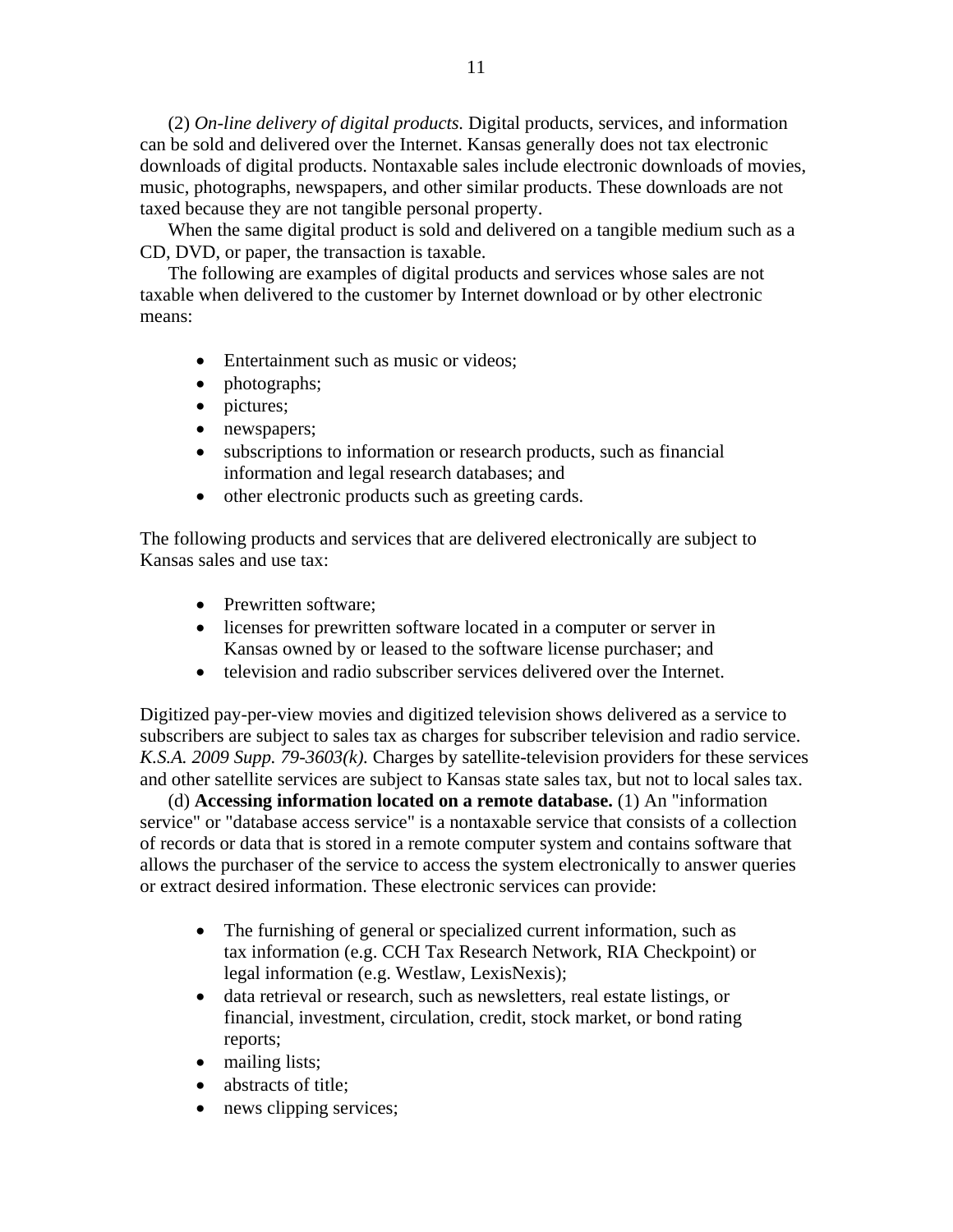(2) *On-line delivery of digital products.* Digital products, services, and information can be sold and delivered over the Internet. Kansas generally does not tax electronic downloads of digital products. Nontaxable sales include electronic downloads of movies, music, photographs, newspapers, and other similar products. These downloads are not taxed because they are not tangible personal property.

When the same digital product is sold and delivered on a tangible medium such as a CD, DVD, or paper, the transaction is taxable.

The following are examples of digital products and services whose sales are not taxable when delivered to the customer by Internet download or by other electronic means:

- Entertainment such as music or videos;
- photographs;
- pictures;
- newspapers;
- subscriptions to information or research products, such as financial information and legal research databases; and
- other electronic products such as greeting cards.

The following products and services that are delivered electronically are subject to Kansas sales and use tax:

- Prewritten software;
- licenses for prewritten software located in a computer or server in Kansas owned by or leased to the software license purchaser; and
- television and radio subscriber services delivered over the Internet.

Digitized pay-per-view movies and digitized television shows delivered as a service to subscribers are subject to sales tax as charges for subscriber television and radio service. *K.S.A. 2009 Supp. 79-3603(k).* Charges by satellite-television providers for these services and other satellite services are subject to Kansas state sales tax, but not to local sales tax.

(d) **Accessing information located on a remote database.** (1) An "information service" or "database access service" is a nontaxable service that consists of a collection of records or data that is stored in a remote computer system and contains software that allows the purchaser of the service to access the system electronically to answer queries or extract desired information. These electronic services can provide:

- The furnishing of general or specialized current information, such as tax information (e.g. CCH Tax Research Network, RIA Checkpoint) or legal information (e.g. Westlaw, LexisNexis);
- data retrieval or research, such as newsletters, real estate listings, or financial, investment, circulation, credit, stock market, or bond rating reports;
- mailing lists;
- abstracts of title;
- news clipping services;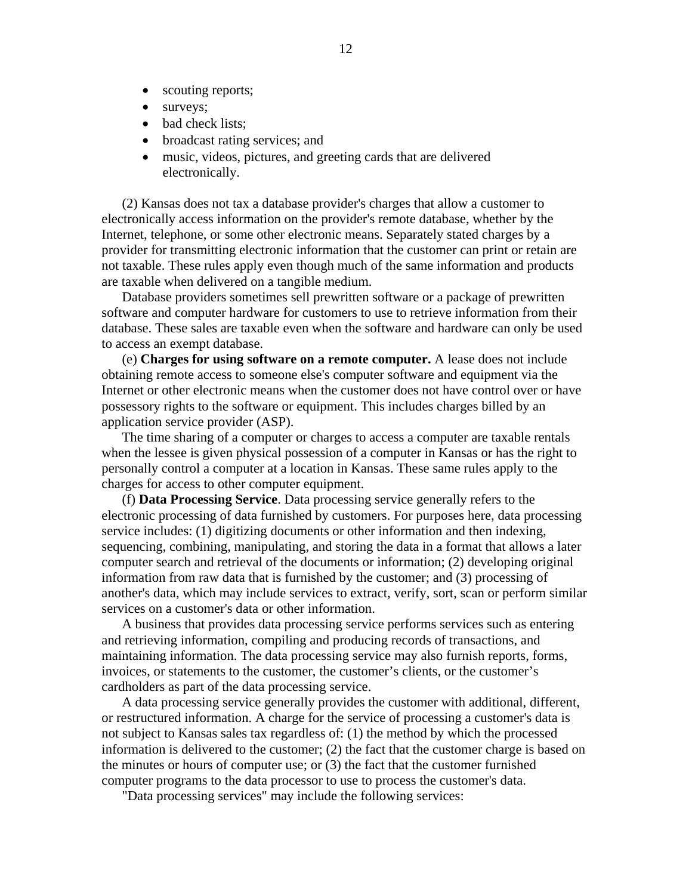- scouting reports;
- surveys;
- bad check lists;
- broadcast rating services; and
- music, videos, pictures, and greeting cards that are delivered electronically.

(2) Kansas does not tax a database provider's charges that allow a customer to electronically access information on the provider's remote database, whether by the Internet, telephone, or some other electronic means. Separately stated charges by a provider for transmitting electronic information that the customer can print or retain are not taxable. These rules apply even though much of the same information and products are taxable when delivered on a tangible medium.

Database providers sometimes sell prewritten software or a package of prewritten software and computer hardware for customers to use to retrieve information from their database. These sales are taxable even when the software and hardware can only be used to access an exempt database.

(e) **Charges for using software on a remote computer.** A lease does not include obtaining remote access to someone else's computer software and equipment via the Internet or other electronic means when the customer does not have control over or have possessory rights to the software or equipment. This includes charges billed by an application service provider (ASP).

The time sharing of a computer or charges to access a computer are taxable rentals when the lessee is given physical possession of a computer in Kansas or has the right to personally control a computer at a location in Kansas. These same rules apply to the charges for access to other computer equipment.

(f) **Data Processing Service**. Data processing service generally refers to the electronic processing of data furnished by customers. For purposes here, data processing service includes: (1) digitizing documents or other information and then indexing, sequencing, combining, manipulating, and storing the data in a format that allows a later computer search and retrieval of the documents or information; (2) developing original information from raw data that is furnished by the customer; and (3) processing of another's data, which may include services to extract, verify, sort, scan or perform similar services on a customer's data or other information.

A business that provides data processing service performs services such as entering and retrieving information, compiling and producing records of transactions, and maintaining information. The data processing service may also furnish reports, forms, invoices, or statements to the customer, the customer's clients, or the customer's cardholders as part of the data processing service.

A data processing service generally provides the customer with additional, different, or restructured information. A charge for the service of processing a customer's data is not subject to Kansas sales tax regardless of: (1) the method by which the processed information is delivered to the customer; (2) the fact that the customer charge is based on the minutes or hours of computer use; or (3) the fact that the customer furnished computer programs to the data processor to use to process the customer's data.

"Data processing services" may include the following services: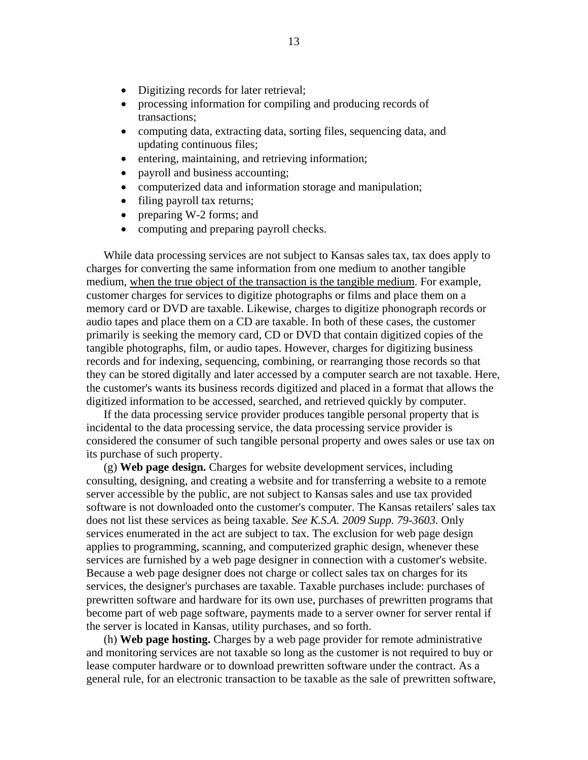- Digitizing records for later retrieval;
- processing information for compiling and producing records of transactions;
- computing data, extracting data, sorting files, sequencing data, and updating continuous files;
- entering, maintaining, and retrieving information;
- payroll and business accounting;
- computerized data and information storage and manipulation;
- filing payroll tax returns;
- preparing W-2 forms; and
- computing and preparing payroll checks.

While data processing services are not subject to Kansas sales tax, tax does apply to charges for converting the same information from one medium to another tangible medium, <u>when the true object of the transaction is the tangible medium</u>. For example, customer charges for services to digitize photographs or films and place them on a memory card or DVD are taxable. Likewise, charges to digitize phonograph records or audio tapes and place them on a CD are taxable. In both of these cases, the customer primarily is seeking the memory card, CD or DVD that contain digitized copies of the tangible photographs, film, or audio tapes. However, charges for digitizing business records and for indexing, sequencing, combining, or rearranging those records so that they can be stored digitally and later accessed by a computer search are not taxable. Here, the customer's wants its business records digitized and placed in a format that allows the digitized information to be accessed, searched, and retrieved quickly by computer.

If the data processing service provider produces tangible personal property that is incidental to the data processing service, the data processing service provider is considered the consumer of such tangible personal property and owes sales or use tax on its purchase of such property.

(g) **Web page design.** Charges for website development services, including consulting, designing, and creating a website and for transferring a website to a remote server accessible by the public, are not subject to Kansas sales and use tax provided software is not downloaded onto the customer's computer. The Kansas retailers' sales tax does not list these services as being taxable. *See K.S.A. 2009 Supp. 79-3603.* Only services enumerated in the act are subject to tax. The exclusion for web page design applies to programming, scanning, and computerized graphic design, whenever these services are furnished by a web page designer in connection with a customer's website. Because a web page designer does not charge or collect sales tax on charges for its services, the designer's purchases are taxable. Taxable purchases include: purchases of prewritten software and hardware for its own use, purchases of prewritten programs that become part of web page software, payments made to a server owner for server rental if the server is located in Kansas, utility purchases, and so forth.

(h) **Web page hosting.** Charges by a web page provider for remote administrative and monitoring services are not taxable so long as the customer is not required to buy or lease computer hardware or to download prewritten software under the contract. As a general rule, for an electronic transaction to be taxable as the sale of prewritten software,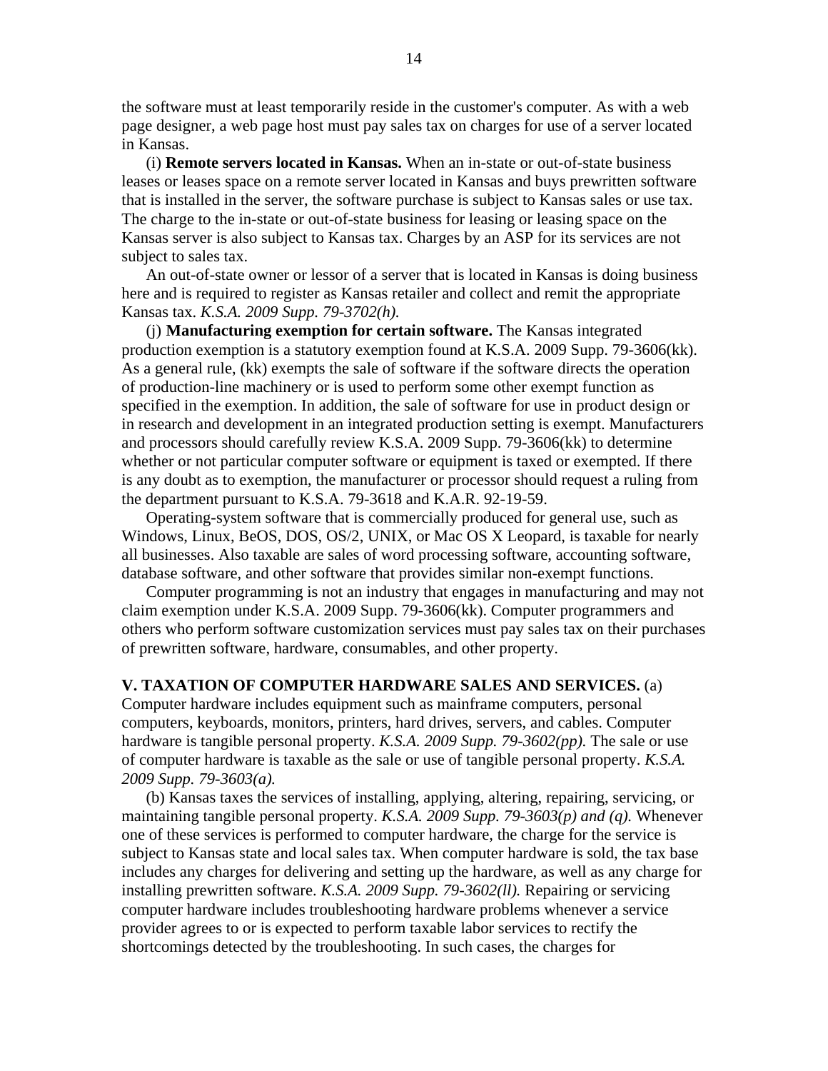the software must at least temporarily reside in the customer's computer. As with a web page designer, a web page host must pay sales tax on charges for use of a server located in Kansas.

(i) **Remote servers located in Kansas.** When an in-state or out-of-state business leases or leases space on a remote server located in Kansas and buys prewritten software that is installed in the server, the software purchase is subject to Kansas sales or use tax. The charge to the in-state or out-of-state business for leasing or leasing space on the Kansas server is also subject to Kansas tax. Charges by an ASP for its services are not subject to sales tax.

An out-of-state owner or lessor of a server that is located in Kansas is doing business here and is required to register as Kansas retailer and collect and remit the appropriate Kansas tax. *K.S.A. 2009 Supp. 79-3702(h).*

(j) **Manufacturing exemption for certain software.** The Kansas integrated production exemption is a statutory exemption found at K.S.A. 2009 Supp. 79-3606(kk). As a general rule, (kk) exempts the sale of software if the software directs the operation of production-line machinery or is used to perform some other exempt function as specified in the exemption. In addition, the sale of software for use in product design or in research and development in an integrated production setting is exempt. Manufacturers and processors should carefully review K.S.A. 2009 Supp. 79-3606(kk) to determine whether or not particular computer software or equipment is taxed or exempted. If there is any doubt as to exemption, the manufacturer or processor should request a ruling from the department pursuant to K.S.A. 79-3618 and K.A.R. 92-19-59.

Operating-system software that is commercially produced for general use, such as Windows, Linux, BeOS, DOS, OS/2, UNIX, or Mac OS X Leopard, is taxable for nearly all businesses. Also taxable are sales of word processing software, accounting software, database software, and other software that provides similar non-exempt functions.

Computer programming is not an industry that engages in manufacturing and may not claim exemption under K.S.A. 2009 Supp. 79-3606(kk). Computer programmers and others who perform software customization services must pay sales tax on their purchases of prewritten software, hardware, consumables, and other property.

**V. TAXATION OF COMPUTER HARDWARE SALES AND SERVICES.** (a) Computer hardware includes equipment such as mainframe computers, personal computers, keyboards, monitors, printers, hard drives, servers, and cables. Computer hardware is tangible personal property. *K.S.A. 2009 Supp. 79-3602(pp).* The sale or use of computer hardware is taxable as the sale or use of tangible personal property. *K.S.A. 2009 Supp. 79-3603(a).*

(b) Kansas taxes the services of installing, applying, altering, repairing, servicing, or maintaining tangible personal property. *K.S.A. 2009 Supp. 79-3603(p) and (q).* Whenever one of these services is performed to computer hardware, the charge for the service is subject to Kansas state and local sales tax. When computer hardware is sold, the tax base includes any charges for delivering and setting up the hardware, as well as any charge for installing prewritten software. *K.S.A. 2009 Supp. 79-3602(ll).* Repairing or servicing computer hardware includes troubleshooting hardware problems whenever a service provider agrees to or is expected to perform taxable labor services to rectify the shortcomings detected by the troubleshooting. In such cases, the charges for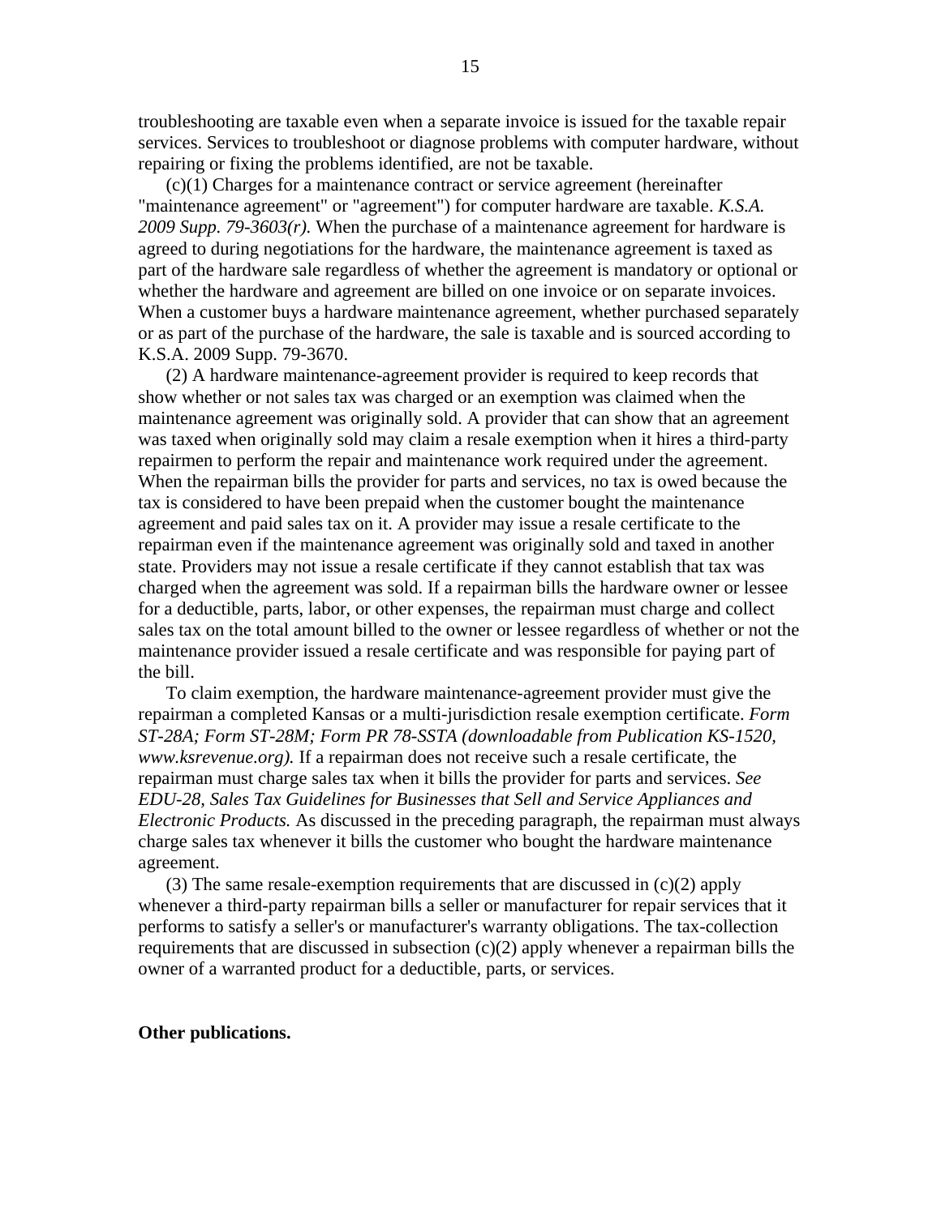troubleshooting are taxable even when a separate invoice is issued for the taxable repair services. Services to troubleshoot or diagnose problems with computer hardware, without repairing or fixing the problems identified, are not be taxable.

(c)(1) Charges for a maintenance contract or service agreement (hereinafter "maintenance agreement" or "agreement") for computer hardware are taxable. *K.S.A. 2009 Supp. 79-3603(r).* When the purchase of a maintenance agreement for hardware is agreed to during negotiations for the hardware, the maintenance agreement is taxed as part of the hardware sale regardless of whether the agreement is mandatory or optional or whether the hardware and agreement are billed on one invoice or on separate invoices. When a customer buys a hardware maintenance agreement, whether purchased separately or as part of the purchase of the hardware, the sale is taxable and is sourced according to K.S.A. 2009 Supp. 79-3670.

(2) A hardware maintenance-agreement provider is required to keep records that show whether or not sales tax was charged or an exemption was claimed when the maintenance agreement was originally sold. A provider that can show that an agreement was taxed when originally sold may claim a resale exemption when it hires a third-party repairmen to perform the repair and maintenance work required under the agreement. When the repairman bills the provider for parts and services, no tax is owed because the tax is considered to have been prepaid when the customer bought the maintenance agreement and paid sales tax on it. A provider may issue a resale certificate to the repairman even if the maintenance agreement was originally sold and taxed in another state. Providers may not issue a resale certificate if they cannot establish that tax was charged when the agreement was sold. If a repairman bills the hardware owner or lessee for a deductible, parts, labor, or other expenses, the repairman must charge and collect sales tax on the total amount billed to the owner or lessee regardless of whether or not the maintenance provider issued a resale certificate and was responsible for paying part of the bill.

To claim exemption, the hardware maintenance-agreement provider must give the repairman a completed Kansas or a multi-jurisdiction resale exemption certificate. *Form ST-28A; Form ST-28M; Form PR 78-SSTA (downloadable from Publication KS-1520, www.ksrevenue.org).* If a repairman does not receive such a resale certificate, the repairman must charge sales tax when it bills the provider for parts and services. *See EDU-28, Sales Tax Guidelines for Businesses that Sell and Service Appliances and Electronic Products.* As discussed in the preceding paragraph, the repairman must always charge sales tax whenever it bills the customer who bought the hardware maintenance agreement.

(3) The same resale-exemption requirements that are discussed in (c)(2) apply whenever a third-party repairman bills a seller or manufacturer for repair services that it performs to satisfy a seller's or manufacturer's warranty obligations. The tax-collection requirements that are discussed in subsection (c)(2) apply whenever a repairman bills the owner of a warranted product for a deductible, parts, or services.

**Other publications.**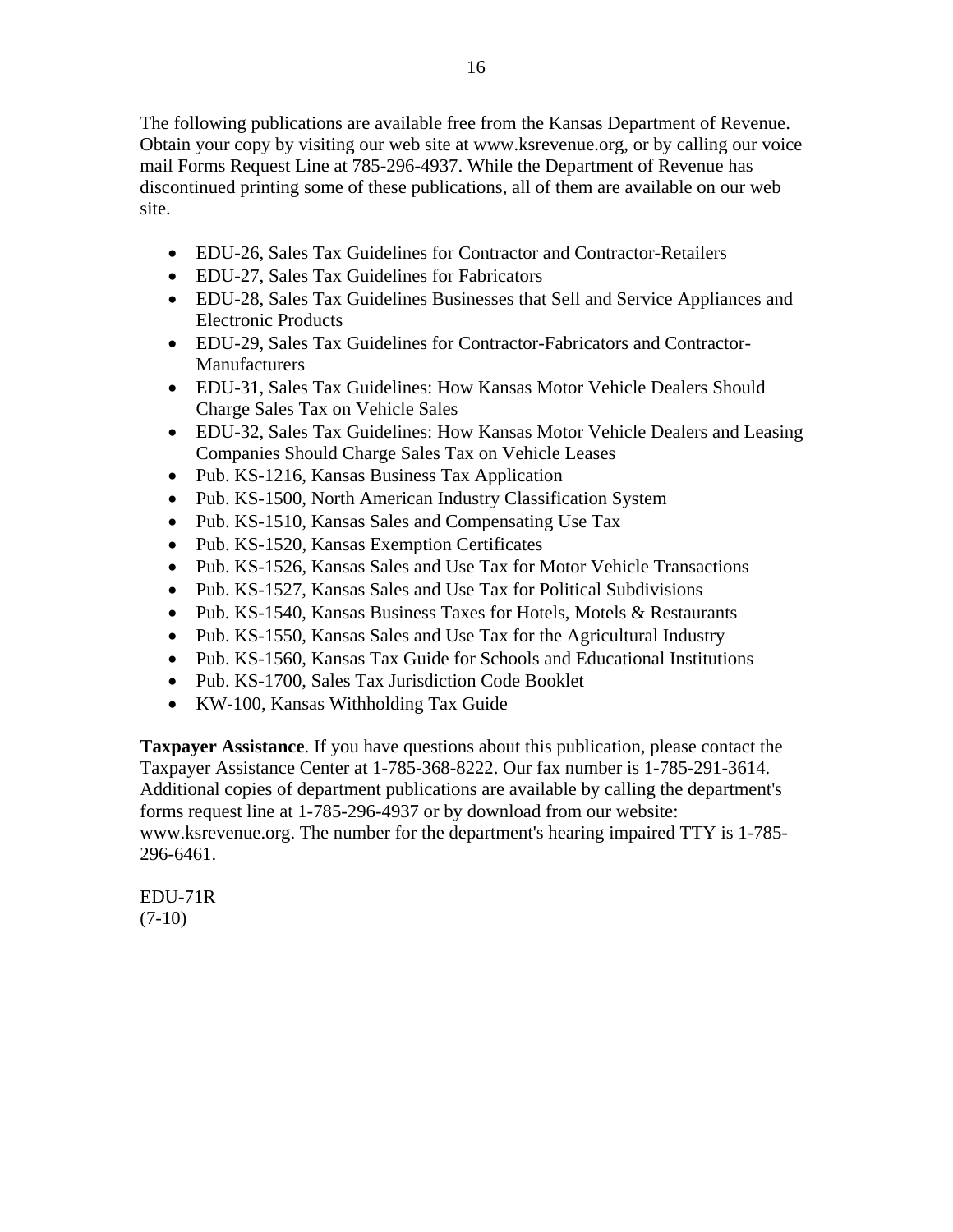The following publications are available free from the Kansas Department of Revenue. Obtain your copy by visiting our web site at www.ksrevenue.org, or by calling our voice mail Forms Request Line at 785-296-4937. While the Department of Revenue has discontinued printing some of these publications, all of them are available on our web site.

- EDU-26, Sales Tax Guidelines for Contractor and Contractor-Retailers
- EDU-27, Sales Tax Guidelines for Fabricators
- EDU-28, Sales Tax Guidelines Businesses that Sell and Service Appliances and Electronic Products
- EDU-29, Sales Tax Guidelines for Contractor-Fabricators and Contractor-Manufacturers
- EDU-31, Sales Tax Guidelines: How Kansas Motor Vehicle Dealers Should Charge Sales Tax on Vehicle Sales
- EDU-32, Sales Tax Guidelines: How Kansas Motor Vehicle Dealers and Leasing Companies Should Charge Sales Tax on Vehicle Leases
- Pub. KS-1216, Kansas Business Tax Application
- Pub. KS-1500, North American Industry Classification System
- Pub. KS-1510, Kansas Sales and Compensating Use Tax
- Pub. KS-1520, Kansas Exemption Certificates
- Pub. KS-1526, Kansas Sales and Use Tax for Motor Vehicle Transactions
- Pub. KS-1527, Kansas Sales and Use Tax for Political Subdivisions
- Pub. KS-1540, Kansas Business Taxes for Hotels, Motels & Restaurants
- Pub. KS-1550, Kansas Sales and Use Tax for the Agricultural Industry
- Pub. KS-1560, Kansas Tax Guide for Schools and Educational Institutions
- Pub. KS-1700, Sales Tax Jurisdiction Code Booklet
- KW-100, Kansas Withholding Tax Guide

**Taxpayer Assistance**. If you have questions about this publication, please contact the Taxpayer Assistance Center at 1-785-368-8222. Our fax number is 1-785-291-3614. Additional copies of department publications are available by calling the department's forms request line at 1-785-296-4937 or by download from our website: www.ksrevenue.org. The number for the department's hearing impaired TTY is 1-785-296-6461.

EDU-71R
(7-10)